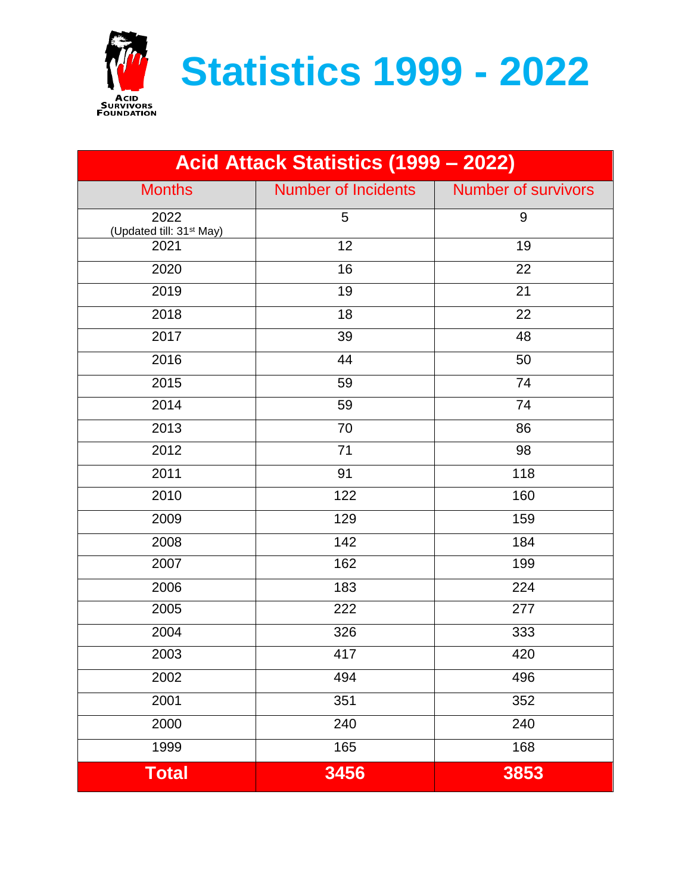Acid Survivors Foundation

# Statistics 1999 - 2022

| Acid Attack Statistics (1999 – 2022) | | |
|---|---|---|
| Months | Number of Incidents | Number of survivors |
| 2022 (Updated till: 31st May) | 5 | 9 |
| 2021 | 12 | 19 |
| 2020 | 16 | 22 |
| 2019 | 19 | 21 |
| 2018 | 18 | 22 |
| 2017 | 39 | 48 |
| 2016 | 44 | 50 |
| 2015 | 59 | 74 |
| 2014 | 59 | 74 |
| 2013 | 70 | 86 |
| 2012 | 71 | 98 |
| 2011 | 91 | 118 |
| 2010 | 122 | 160 |
| 2009 | 129 | 159 |
| 2008 | 142 | 184 |
| 2007 | 162 | 199 |
| 2006 | 183 | 224 |
| 2005 | 222 | 277 |
| 2004 | 326 | 333 |
| 2003 | 417 | 420 |
| 2002 | 494 | 496 |
| 2001 | 351 | 352 |
| 2000 | 240 | 240 |
| 1999 | 165 | 168 |
| **Total** | **3456** | **3853** |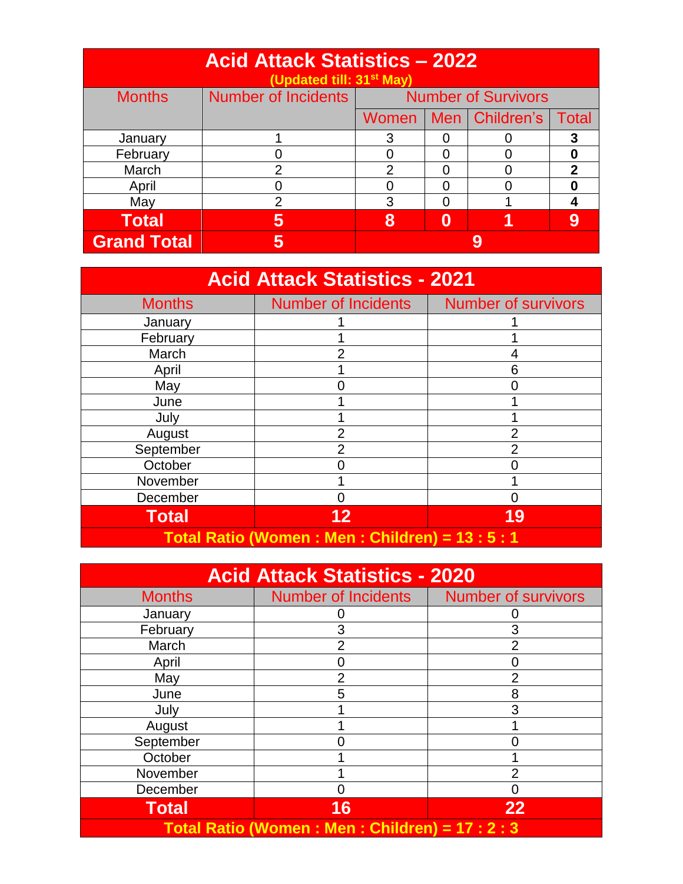| Acid Attack Statistics – 2022 (Updated till: 31st May) | | | | | |
|---|---|---|---|---|---|
| Months | Number of Incidents | Number of Survivors | | | |
| | | Women | Men | Children's | Total |
| January | 1 | 3 | 0 | 0 | **3** |
| February | 0 | 0 | 0 | 0 | **0** |
| March | 2 | 2 | 0 | 0 | **2** |
| April | 0 | 0 | 0 | 0 | **0** |
| May | 2 | 3 | 0 | 1 | **4** |
| **Total** | **5** | **8** | **0** | **1** | **9** |
| **Grand Total** | **5** | **9** | | | |

| Acid Attack Statistics - 2021 | | |
|---|---|---|
| Months | Number of Incidents | Number of survivors |
| January | 1 | 1 |
| February | 1 | 1 |
| March | 2 | 4 |
| April | 1 | 6 |
| May | 0 | 0 |
| June | 1 | 1 |
| July | 1 | 1 |
| August | 2 | 2 |
| September | 2 | 2 |
| October | 0 | 0 |
| November | 1 | 1 |
| December | 0 | 0 |
| **Total** | **12** | **19** |
| **Total Ratio (Women : Men : Children) = 13 : 5 : 1** | | |

| Acid Attack Statistics - 2020 | | |
|---|---|---|
| Months | Number of Incidents | Number of survivors |
| January | 0 | 0 |
| February | 3 | 3 |
| March | 2 | 2 |
| April | 0 | 0 |
| May | 2 | 2 |
| June | 5 | 8 |
| July | 1 | 3 |
| August | 1 | 1 |
| September | 0 | 0 |
| October | 1 | 1 |
| November | 1 | 2 |
| December | 0 | 0 |
| **Total** | **16** | **22** |
| **Total Ratio (Women : Men : Children) = 17 : 2 : 3** | | |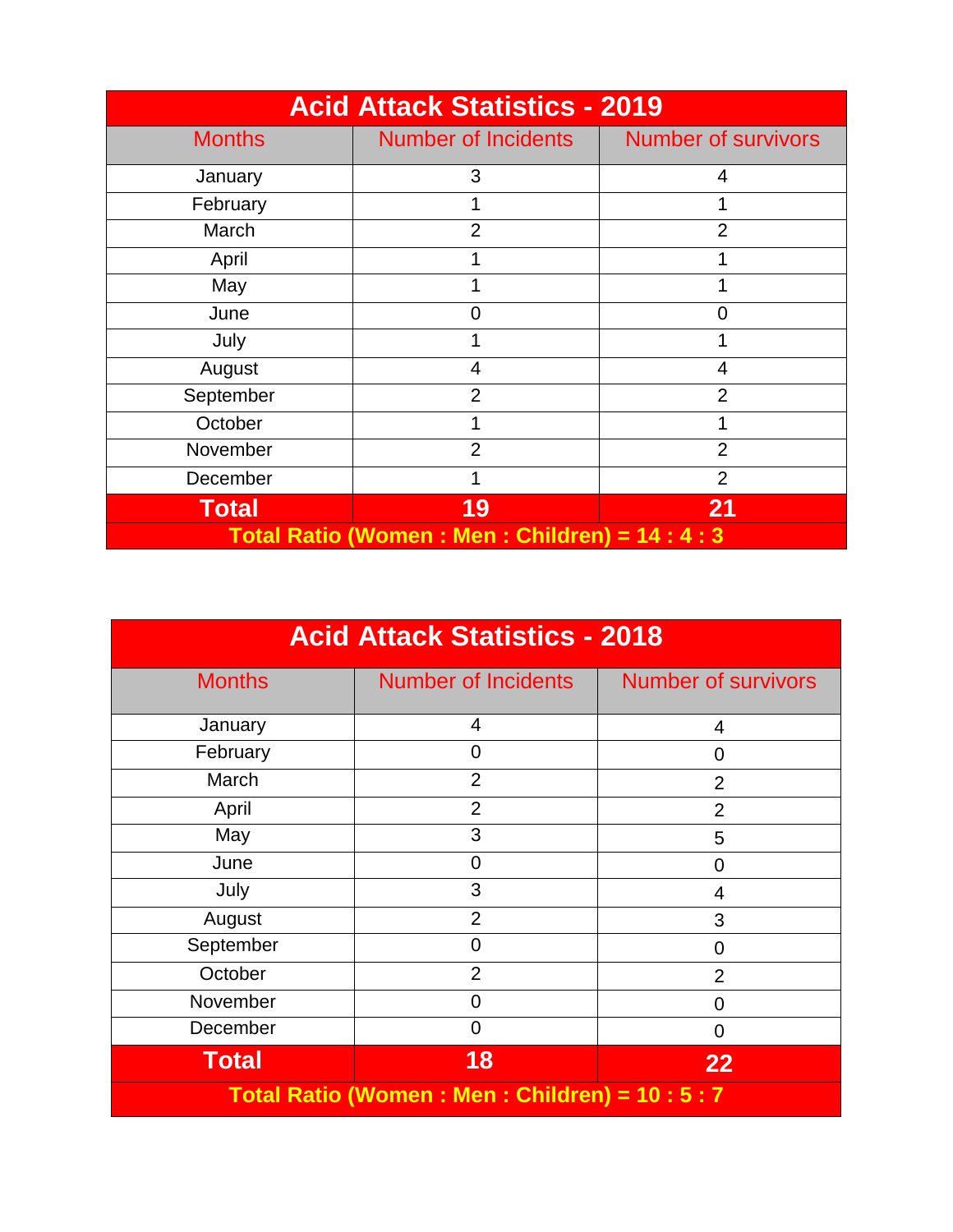| Acid Attack Statistics - 2019 | | |
|---|---|---|
| **Months** | **Number of Incidents** | **Number of survivors** |
| January | 3 | 4 |
| February | 1 | 1 |
| March | 2 | 2 |
| April | 1 | 1 |
| May | 1 | 1 |
| June | 0 | 0 |
| July | 1 | 1 |
| August | 4 | 4 |
| September | 2 | 2 |
| October | 1 | 1 |
| November | 2 | 2 |
| December | 1 | 2 |
| **Total** | **19** | **21** |
| **Total Ratio (Women : Men : Children) = 14 : 4 : 3** | | |

| Acid Attack Statistics - 2018 | | |
|---|---|---|
| **Months** | **Number of Incidents** | **Number of survivors** |
| January | 4 | 4 |
| February | 0 | 0 |
| March | 2 | 2 |
| April | 2 | 2 |
| May | 3 | 5 |
| June | 0 | 0 |
| July | 3 | 4 |
| August | 2 | 3 |
| September | 0 | 0 |
| October | 2 | 2 |
| November | 0 | 0 |
| December | 0 | 0 |
| **Total** | **18** | **22** |
| **Total Ratio (Women : Men : Children) = 10 : 5 : 7** | | |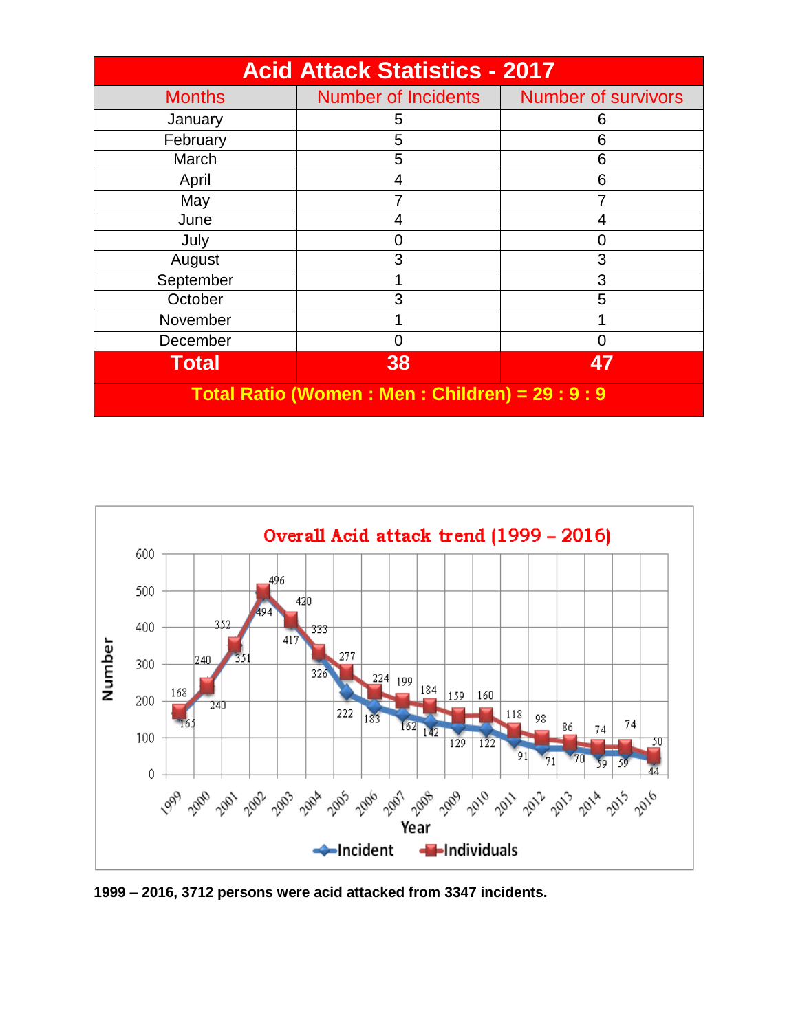| Acid Attack Statistics - 2017 | | |
|---|---|---|
| **Months** | **Number of Incidents** | **Number of survivors** |
| January | 5 | 6 |
| February | 5 | 6 |
| March | 5 | 6 |
| April | 4 | 6 |
| May | 7 | 7 |
| June | 4 | 4 |
| July | 0 | 0 |
| August | 3 | 3 |
| September | 1 | 3 |
| October | 3 | 5 |
| November | 1 | 1 |
| December | 0 | 0 |
| **Total** | **38** | **47** |
| **Total Ratio (Women : Men : Children) = 29 : 9 : 9** | | |

**Overall Acid attack trend (1999 – 2016)**

| Year | Incident | Individuals |
|---|---|---|
| 1999 | 165 | 168 |
| 2000 | 240 | 240 |
| 2001 | 351 | 352 |
| 2002 | 494 | 496 |
| 2003 | 417 | 420 |
| 2004 | 326 | 333 |
| 2005 | 222 | 277 |
| 2006 | 183 | 224 |
| 2007 | 162 | 199 |
| 2008 | 142 | 184 |
| 2009 | 129 | 159 |
| 2010 | 122 | 160 |
| 2011 | 91 | 118 |
| 2012 | 71 | 98 |
| 2013 | 70 | 86 |
| 2014 | 59 | 74 |
| 2015 | 59 | 74 |
| 2016 | 44 | 50 |

**1999 – 2016, 3712 persons were acid attacked from 3347 incidents.**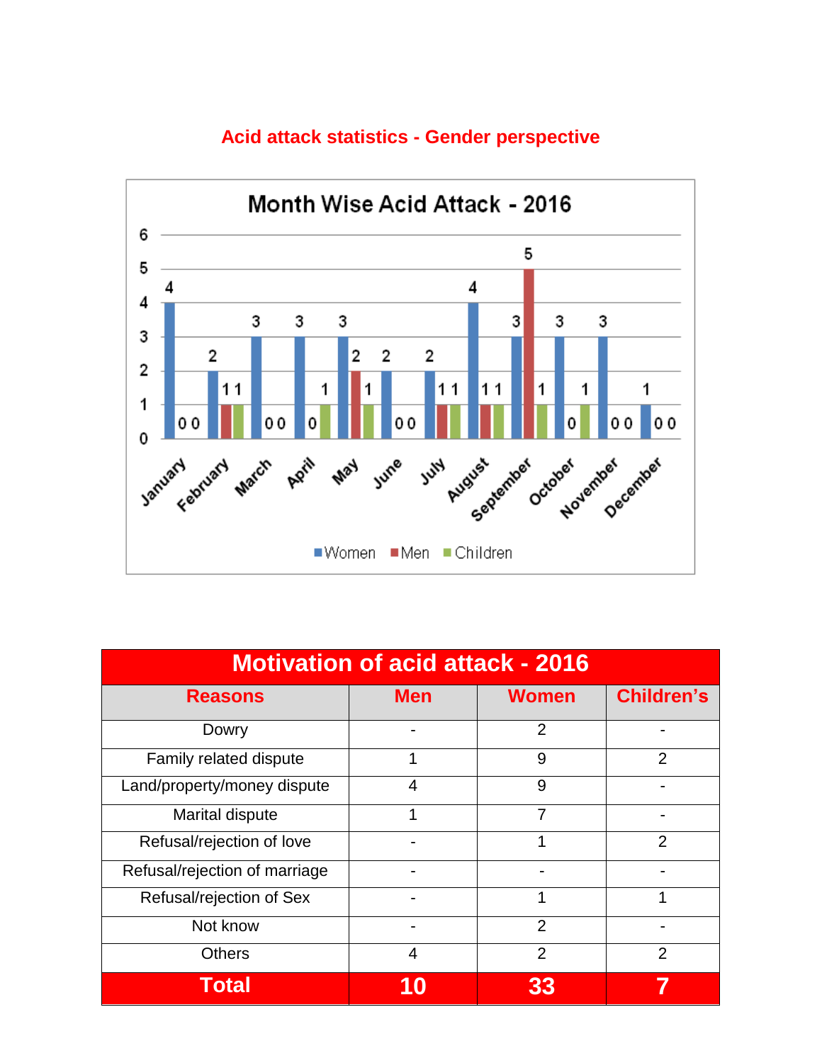## Acid attack statistics - Gender perspective

**Month Wise Acid Attack - 2016**

| Month | Women | Men | Children |
|---|---|---|---|
| January | 4 | 0 | 0 |
| February | 2 | 1 | 1 |
| March | 3 | 0 | 0 |
| April | 3 | 0 | 1 |
| May | 3 | 2 | 1 |
| June | 2 | 0 | 0 |
| July | 2 | 1 | 1 |
| August | 4 | 1 | 1 |
| September | 3 | 5 | 1 |
| October | 3 | 0 | 1 |
| November | 3 | 0 | 0 |
| December | 1 | 0 | 0 |

| Motivation of acid attack - 2016 | | | |
|---|---|---|---|
| **Reasons** | **Men** | **Women** | **Children's** |
| Dowry | - | 2 | - |
| Family related dispute | 1 | 9 | 2 |
| Land/property/money dispute | 4 | 9 | - |
| Marital dispute | 1 | 7 | - |
| Refusal/rejection of love | - | 1 | 2 |
| Refusal/rejection of marriage | - | - | - |
| Refusal/rejection of Sex | - | 1 | 1 |
| Not know | - | 2 | - |
| Others | 4 | 2 | 2 |
| **Total** | **10** | **33** | **7** |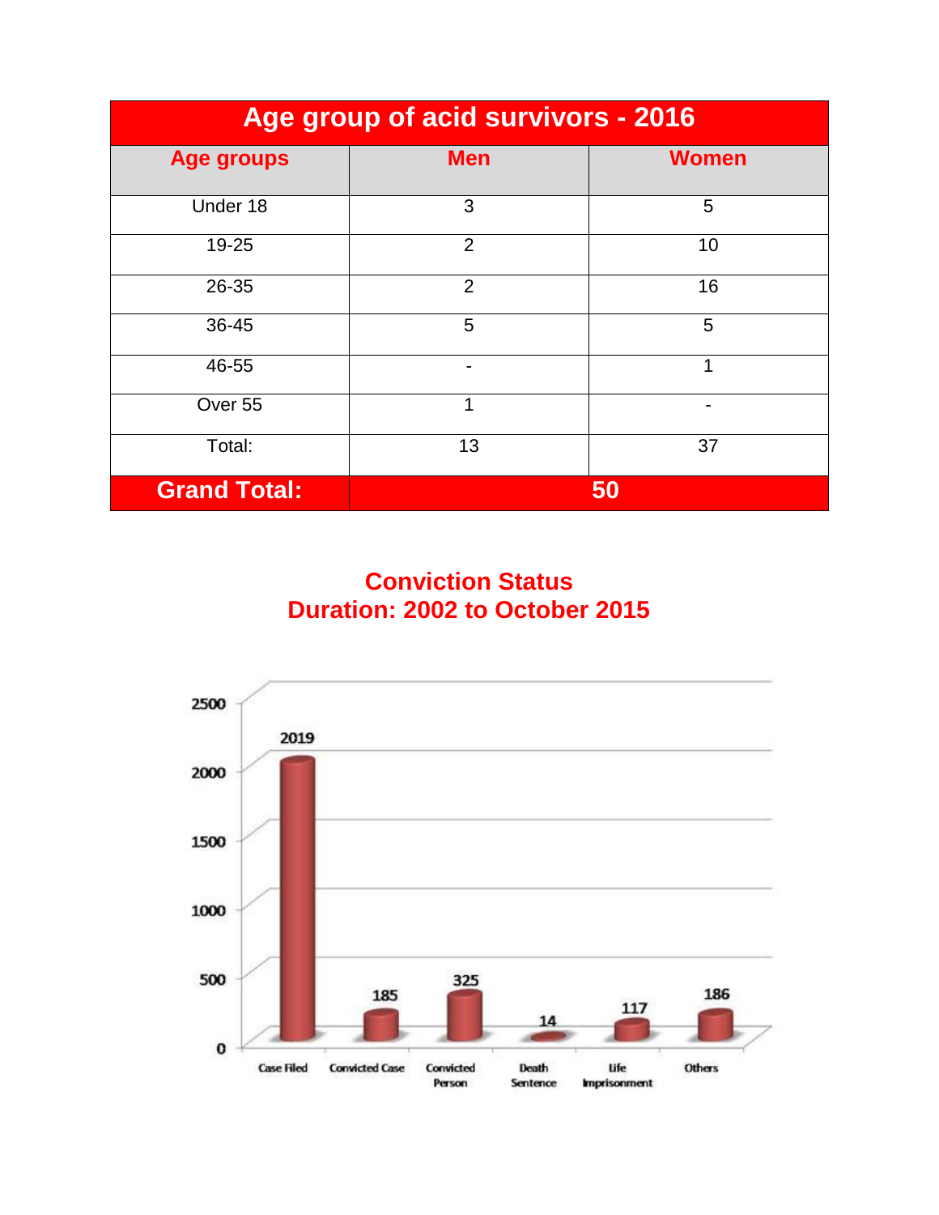| Age group of acid survivors - 2016 | | |
|---|---|---|
| **Age groups** | **Men** | **Women** |
| Under 18 | 3 | 5 |
| 19-25 | 2 | 10 |
| 26-35 | 2 | 16 |
| 36-45 | 5 | 5 |
| 46-55 | - | 1 |
| Over 55 | 1 | - |
| Total: | 13 | 37 |
| **Grand Total:** | **50** | |

## Conviction Status
## Duration: 2002 to October 2015

| Case Filed | Convicted Case | Convicted Person | Death Sentence | Life Imprisonment | Others |
|---|---|---|---|---|---|
| 2019 | 185 | 325 | 14 | 117 | 186 |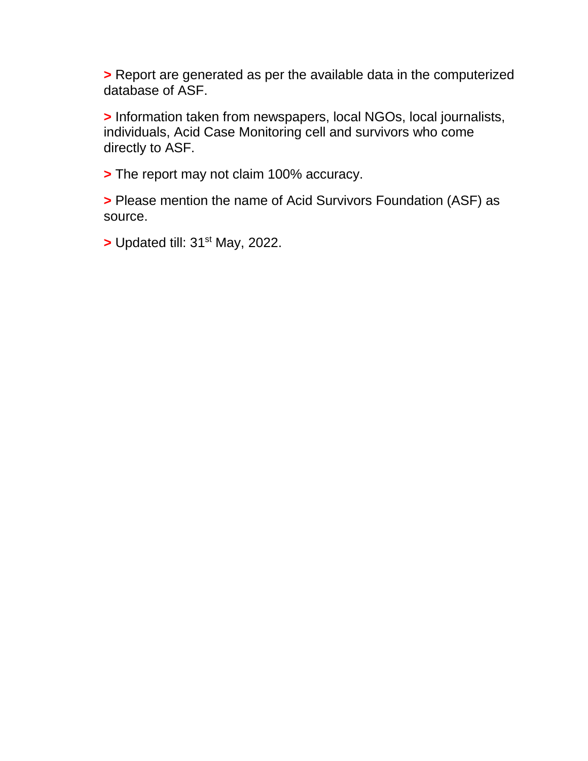> Report are generated as per the available data in the computerized database of ASF.

> Information taken from newspapers, local NGOs, local journalists, individuals, Acid Case Monitoring cell and survivors who come directly to ASF.

> The report may not claim 100% accuracy.

> Please mention the name of Acid Survivors Foundation (ASF) as source.

> Updated till: 31st May, 2022.